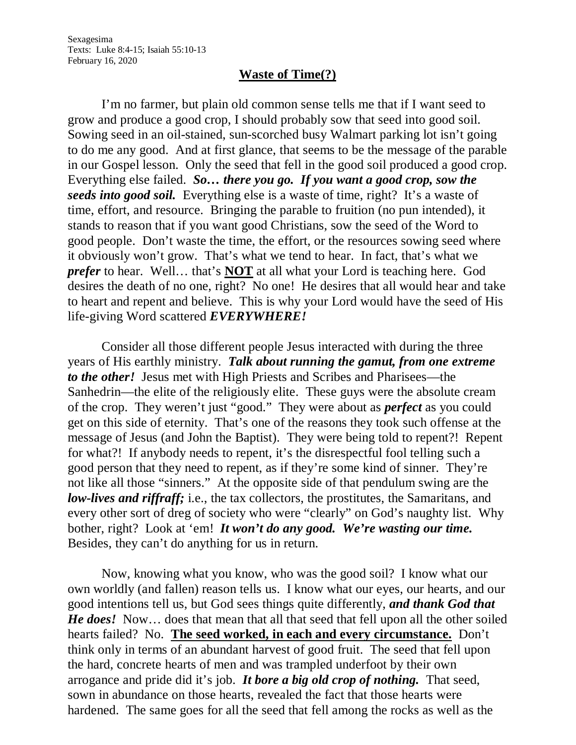Sexagesima
Texts: Luke 8:4-15; Isaiah 55:10-13
February 16, 2020

## Waste of Time(?)

I'm no farmer, but plain old common sense tells me that if I want seed to grow and produce a good crop, I should probably sow that seed into good soil. Sowing seed in an oil-stained, sun-scorched busy Walmart parking lot isn't going to do me any good. And at first glance, that seems to be the message of the parable in our Gospel lesson. Only the seed that fell in the good soil produced a good crop. Everything else failed. ***So… there you go. If you want a good crop, sow the seeds into good soil.*** Everything else is a waste of time, right? It's a waste of time, effort, and resource. Bringing the parable to fruition (no pun intended), it stands to reason that if you want good Christians, sow the seed of the Word to good people. Don't waste the time, the effort, or the resources sowing seed where it obviously won't grow. That's what we tend to hear. In fact, that's what we ***prefer*** to hear. Well… that's **NOT** at all what your Lord is teaching here. God desires the death of no one, right? No one! He desires that all would hear and take to heart and repent and believe. This is why your Lord would have the seed of His life-giving Word scattered ***EVERYWHERE!***

Consider all those different people Jesus interacted with during the three years of His earthly ministry. ***Talk about running the gamut, from one extreme to the other!*** Jesus met with High Priests and Scribes and Pharisees—the Sanhedrin—the elite of the religiously elite. These guys were the absolute cream of the crop. They weren't just "good." They were about as ***perfect*** as you could get on this side of eternity. That's one of the reasons they took such offense at the message of Jesus (and John the Baptist). They were being told to repent?! Repent for what?! If anybody needs to repent, it's the disrespectful fool telling such a good person that they need to repent, as if they're some kind of sinner. They're not like all those "sinners." At the opposite side of that pendulum swing are the ***low-lives and riffraff;*** i.e., the tax collectors, the prostitutes, the Samaritans, and every other sort of dreg of society who were "clearly" on God's naughty list. Why bother, right? Look at 'em! ***It won't do any good. We're wasting our time.*** Besides, they can't do anything for us in return.

Now, knowing what you know, who was the good soil? I know what our own worldly (and fallen) reason tells us. I know what our eyes, our hearts, and our good intentions tell us, but God sees things quite differently, ***and thank God that He does!*** Now… does that mean that all that seed that fell upon all the other soiled hearts failed? No. **The seed worked, in each and every circumstance.** Don't think only in terms of an abundant harvest of good fruit. The seed that fell upon the hard, concrete hearts of men and was trampled underfoot by their own arrogance and pride did it's job. ***It bore a big old crop of nothing.*** That seed, sown in abundance on those hearts, revealed the fact that those hearts were hardened. The same goes for all the seed that fell among the rocks as well as the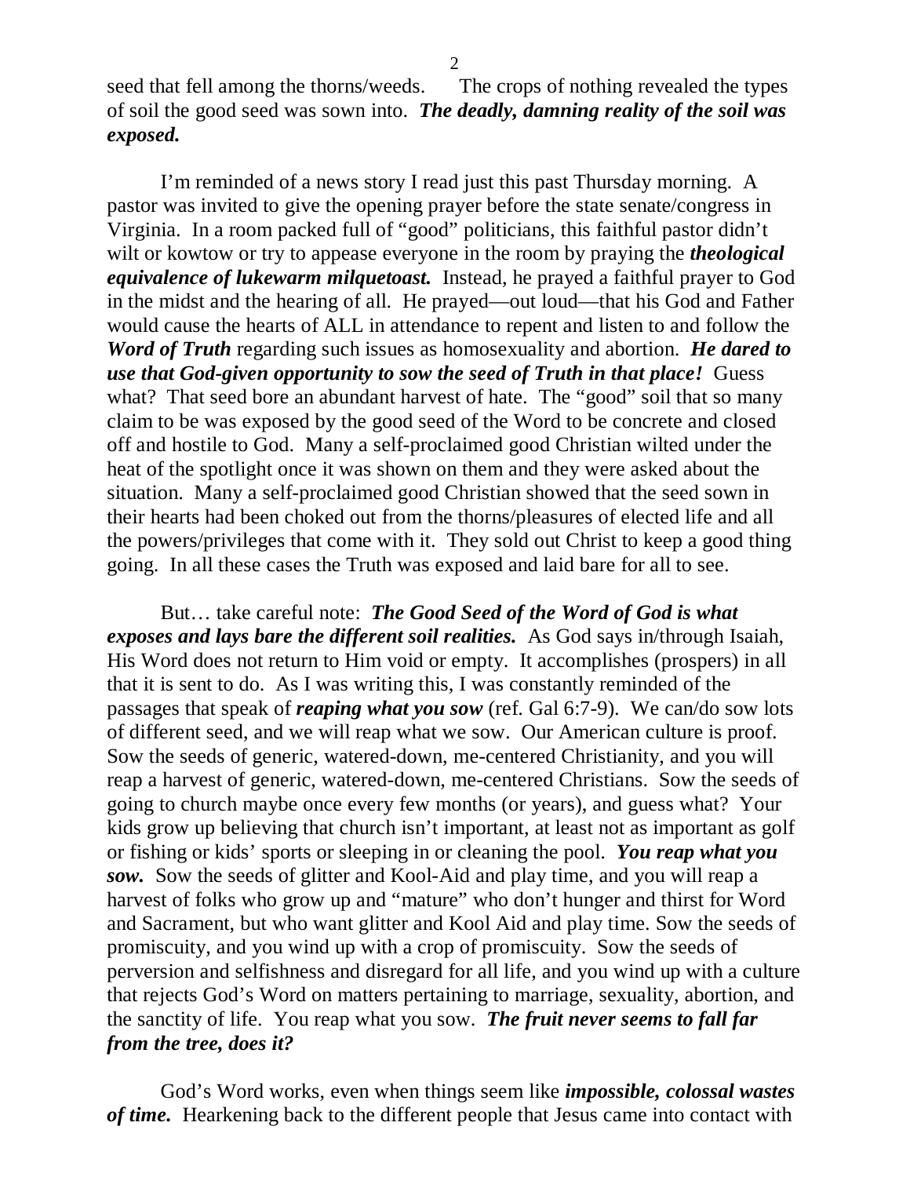seed that fell among the thorns/weeds. The crops of nothing revealed the types of soil the good seed was sown into. ***The deadly, damning reality of the soil was exposed.***

I'm reminded of a news story I read just this past Thursday morning. A pastor was invited to give the opening prayer before the state senate/congress in Virginia. In a room packed full of "good" politicians, this faithful pastor didn't wilt or kowtow or try to appease everyone in the room by praying the ***theological equivalence of lukewarm milquetoast.*** Instead, he prayed a faithful prayer to God in the midst and the hearing of all. He prayed—out loud—that his God and Father would cause the hearts of ALL in attendance to repent and listen to and follow the ***Word of Truth*** regarding such issues as homosexuality and abortion. ***He dared to use that God-given opportunity to sow the seed of Truth in that place!*** Guess what? That seed bore an abundant harvest of hate. The "good" soil that so many claim to be was exposed by the good seed of the Word to be concrete and closed off and hostile to God. Many a self-proclaimed good Christian wilted under the heat of the spotlight once it was shown on them and they were asked about the situation. Many a self-proclaimed good Christian showed that the seed sown in their hearts had been choked out from the thorns/pleasures of elected life and all the powers/privileges that come with it. They sold out Christ to keep a good thing going. In all these cases the Truth was exposed and laid bare for all to see.

But… take careful note: ***The Good Seed of the Word of God is what exposes and lays bare the different soil realities.*** As God says in/through Isaiah, His Word does not return to Him void or empty. It accomplishes (prospers) in all that it is sent to do. As I was writing this, I was constantly reminded of the passages that speak of ***reaping what you sow*** (ref. Gal 6:7-9). We can/do sow lots of different seed, and we will reap what we sow. Our American culture is proof. Sow the seeds of generic, watered-down, me-centered Christianity, and you will reap a harvest of generic, watered-down, me-centered Christians. Sow the seeds of going to church maybe once every few months (or years), and guess what? Your kids grow up believing that church isn't important, at least not as important as golf or fishing or kids' sports or sleeping in or cleaning the pool. ***You reap what you sow.*** Sow the seeds of glitter and Kool-Aid and play time, and you will reap a harvest of folks who grow up and "mature" who don't hunger and thirst for Word and Sacrament, but who want glitter and Kool Aid and play time. Sow the seeds of promiscuity, and you wind up with a crop of promiscuity. Sow the seeds of perversion and selfishness and disregard for all life, and you wind up with a culture that rejects God's Word on matters pertaining to marriage, sexuality, abortion, and the sanctity of life. You reap what you sow. ***The fruit never seems to fall far from the tree, does it?***

God's Word works, even when things seem like ***impossible, colossal wastes of time.*** Hearkening back to the different people that Jesus came into contact with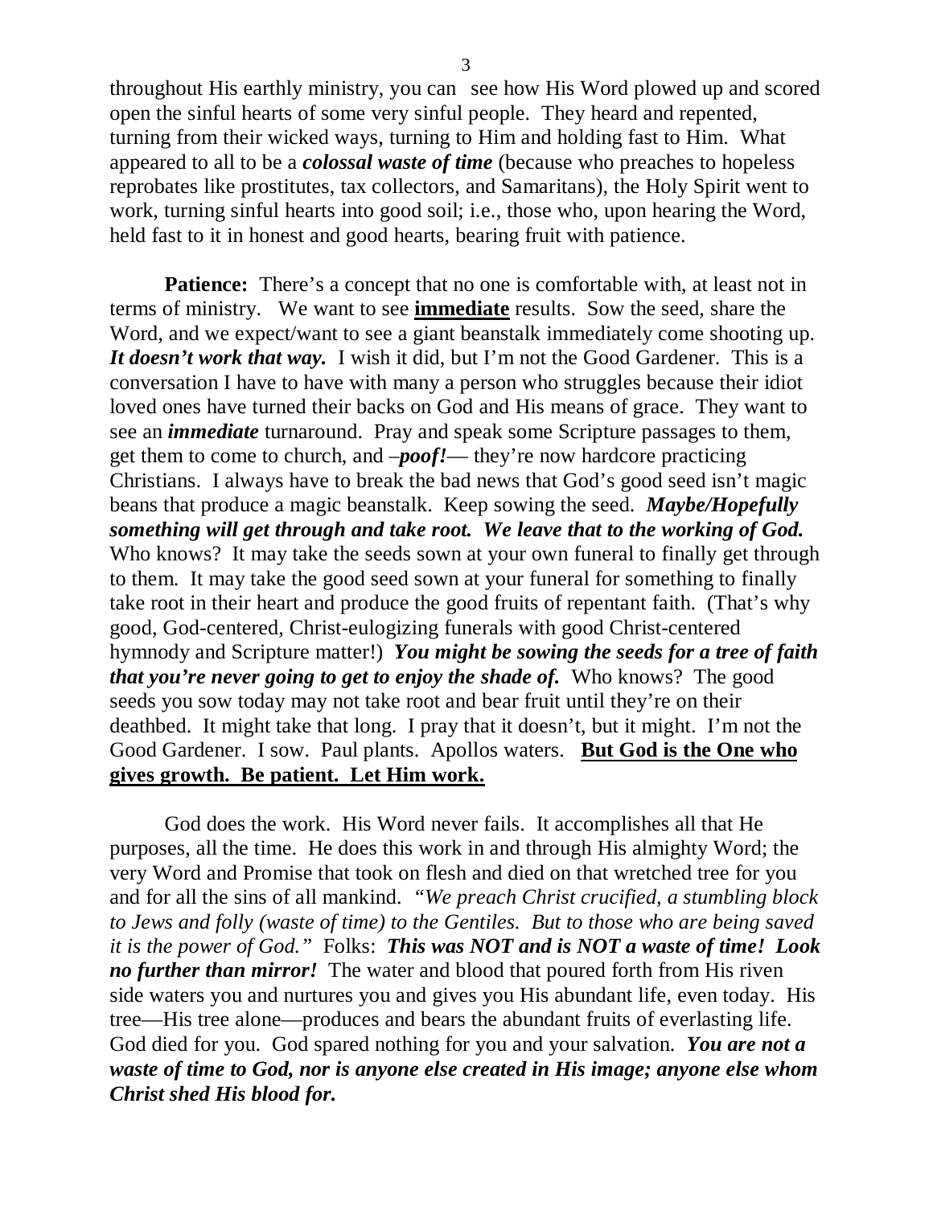throughout His earthly ministry, you can see how His Word plowed up and scored open the sinful hearts of some very sinful people. They heard and repented, turning from their wicked ways, turning to Him and holding fast to Him. What appeared to all to be a ***colossal waste of time*** (because who preaches to hopeless reprobates like prostitutes, tax collectors, and Samaritans), the Holy Spirit went to work, turning sinful hearts into good soil; i.e., those who, upon hearing the Word, held fast to it in honest and good hearts, bearing fruit with patience.

**Patience:** There's a concept that no one is comfortable with, at least not in terms of ministry. We want to see <u>**immediate**</u> results. Sow the seed, share the Word, and we expect/want to see a giant beanstalk immediately come shooting up. ***It doesn't work that way.*** I wish it did, but I'm not the Good Gardener. This is a conversation I have to have with many a person who struggles because their idiot loved ones have turned their backs on God and His means of grace. They want to see an ***immediate*** turnaround. Pray and speak some Scripture passages to them, get them to come to church, and –***poof!***— they're now hardcore practicing Christians. I always have to break the bad news that God's good seed isn't magic beans that produce a magic beanstalk. Keep sowing the seed. ***Maybe/Hopefully something will get through and take root. We leave that to the working of God.*** Who knows? It may take the seeds sown at your own funeral to finally get through to them. It may take the good seed sown at your funeral for something to finally take root in their heart and produce the good fruits of repentant faith. (That's why good, God-centered, Christ-eulogizing funerals with good Christ-centered hymnody and Scripture matter!) ***You might be sowing the seeds for a tree of faith that you're never going to get to enjoy the shade of.*** Who knows? The good seeds you sow today may not take root and bear fruit until they're on their deathbed. It might take that long. I pray that it doesn't, but it might. I'm not the Good Gardener. I sow. Paul plants. Apollos waters. <u>**But God is the One who gives growth. Be patient. Let Him work.**</u>

God does the work. His Word never fails. It accomplishes all that He purposes, all the time. He does this work in and through His almighty Word; the very Word and Promise that took on flesh and died on that wretched tree for you and for all the sins of all mankind. *"We preach Christ crucified, a stumbling block to Jews and folly (waste of time) to the Gentiles. But to those who are being saved it is the power of God."* Folks: ***This was NOT and is NOT a waste of time! Look no further than mirror!*** The water and blood that poured forth from His riven side waters you and nurtures you and gives you His abundant life, even today. His tree—His tree alone—produces and bears the abundant fruits of everlasting life. God died for you. God spared nothing for you and your salvation. ***You are not a waste of time to God, nor is anyone else created in His image; anyone else whom Christ shed His blood for.***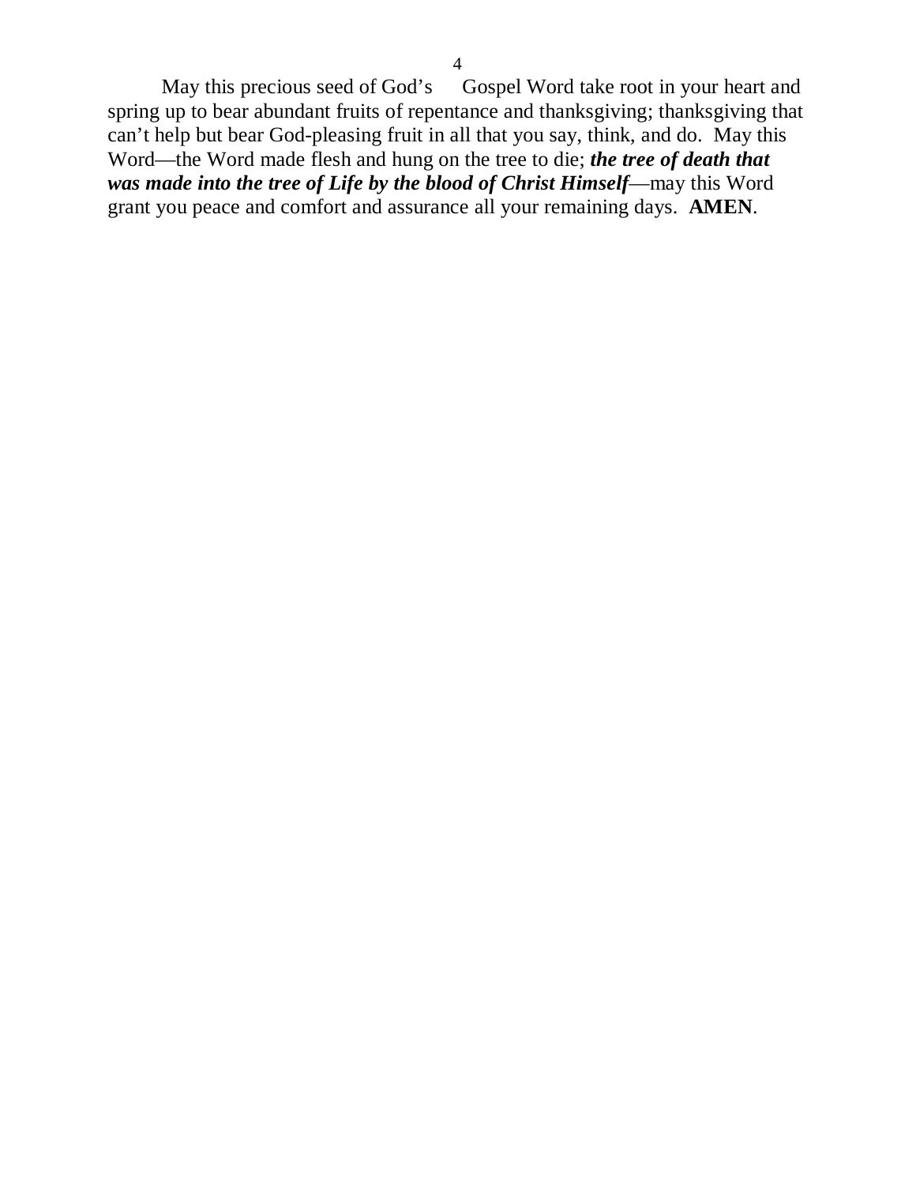May this precious seed of God's Gospel Word take root in your heart and spring up to bear abundant fruits of repentance and thanksgiving; thanksgiving that can't help but bear God-pleasing fruit in all that you say, think, and do. May this Word—the Word made flesh and hung on the tree to die; ***the tree of death that was made into the tree of Life by the blood of Christ Himself***—may this Word grant you peace and comfort and assurance all your remaining days. **AMEN**.